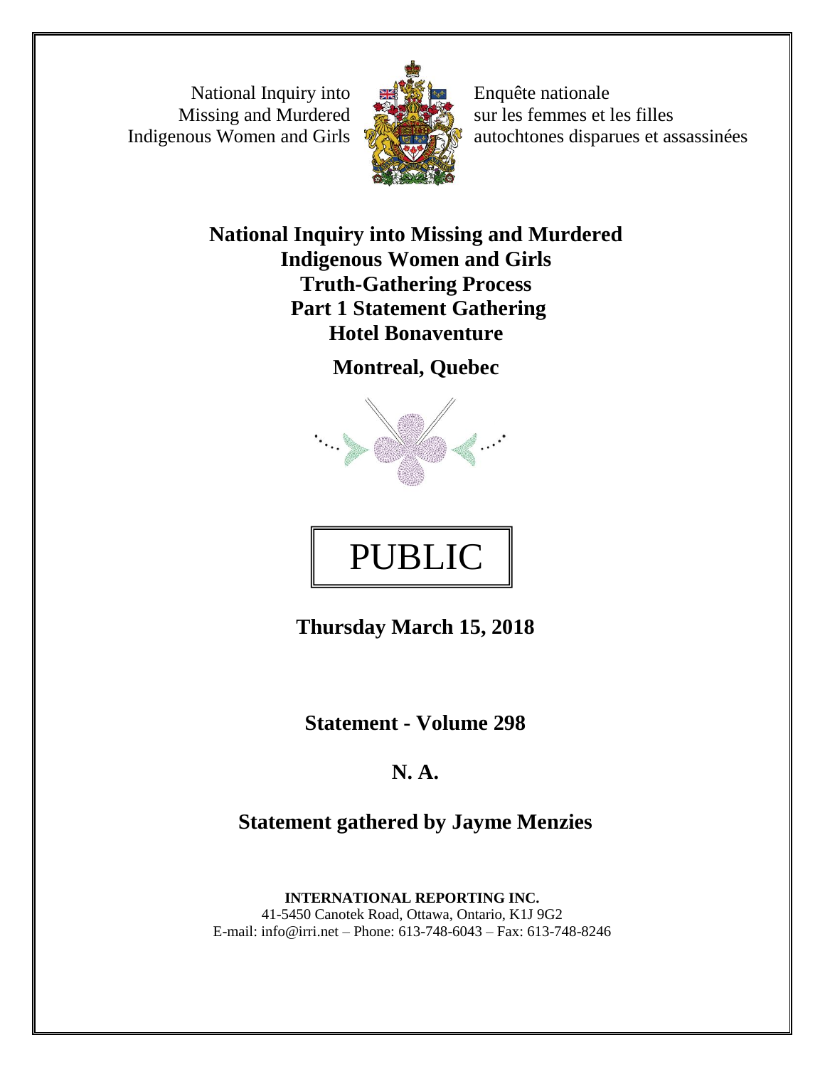National Inquiry into Missing and Murdered Indigenous Women and Girls

Enquête nationale sur les femmes et les filles autochtones disparues et assassinées

**National Inquiry into Missing and Murdered Indigenous Women and Girls**
**Truth-Gathering Process**
**Part 1 Statement Gathering**
**Hotel Bonaventure**

**Montreal, Quebec**

PUBLIC

**Thursday March 15, 2018**

**Statement - Volume 298**

**N. A.**

**Statement gathered by Jayme Menzies**

**INTERNATIONAL REPORTING INC.**
41-5450 Canotek Road, Ottawa, Ontario, K1J 9G2
E-mail: info@irri.net – Phone: 613-748-6043 – Fax: 613-748-8246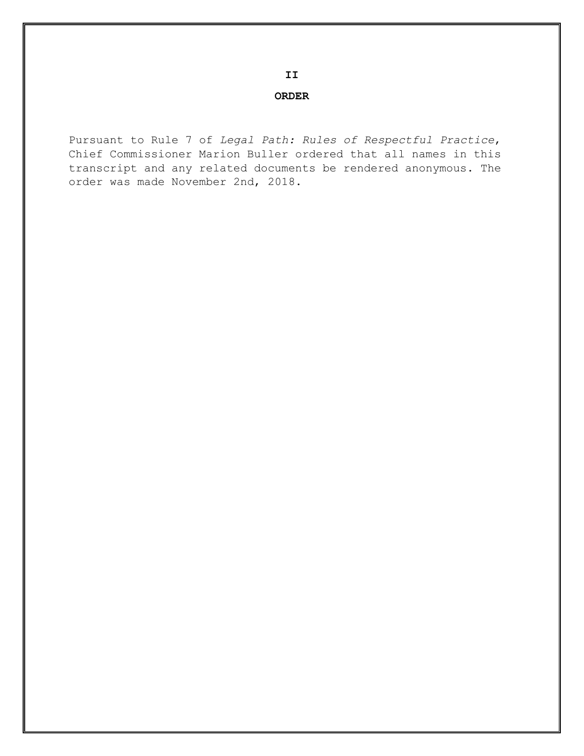## II

## ORDER

Pursuant to Rule 7 of *Legal Path: Rules of Respectful Practice*, Chief Commissioner Marion Buller ordered that all names in this transcript and any related documents be rendered anonymous. The order was made November 2nd, 2018.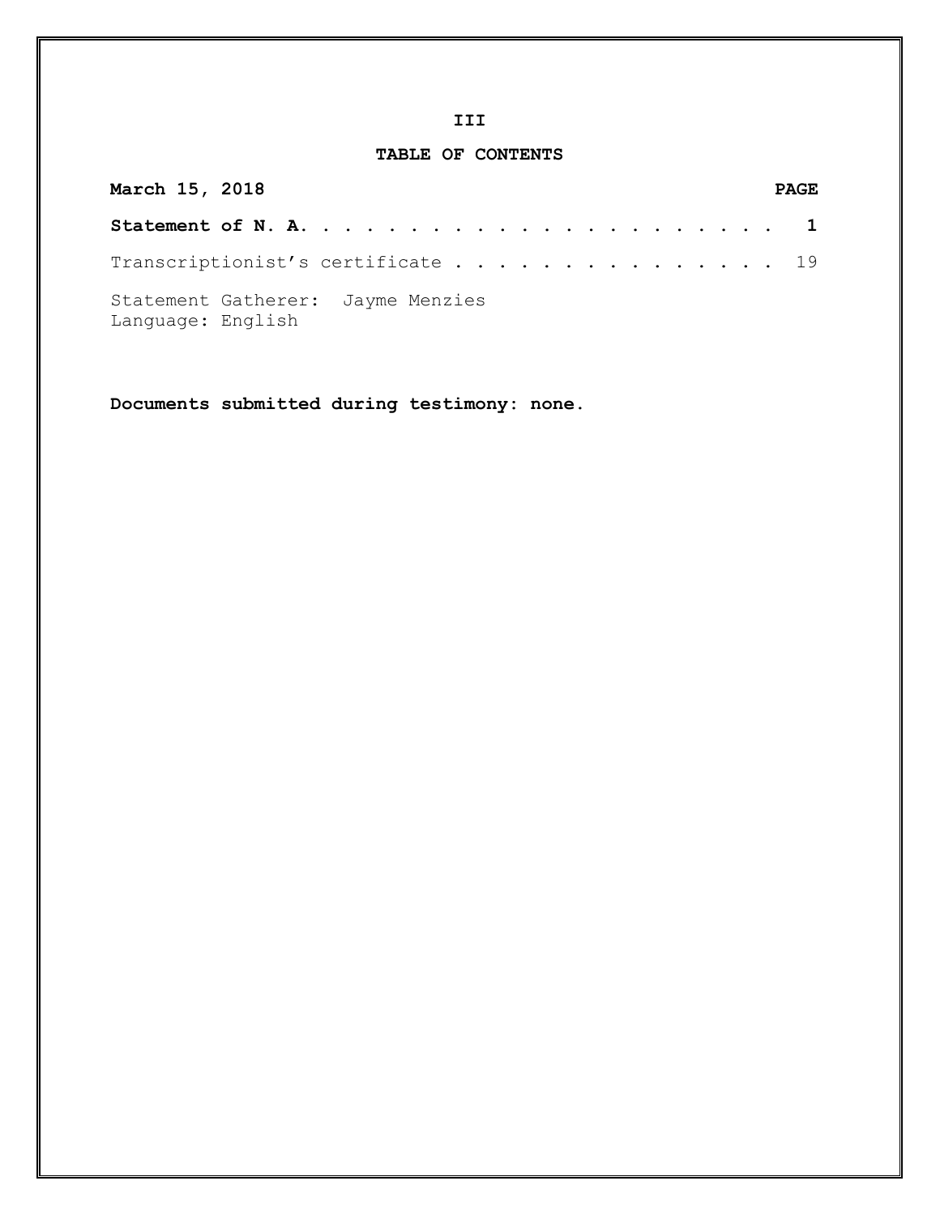## TABLE OF CONTENTS

| March 15, 2018 | PAGE |
|---|---|
| **Statement of N. A.** | **1** |
| Transcriptionist's certificate | 19 |

Statement Gatherer: Jayme Menzies
Language: English

**Documents submitted during testimony: none.**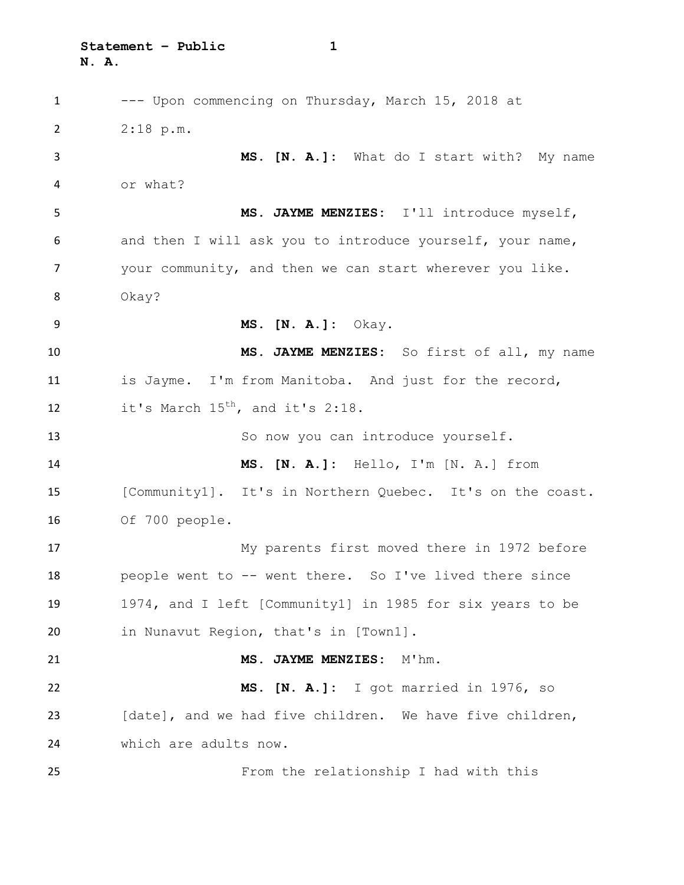--- Upon commencing on Thursday, March 15, 2018 at 2:18 p.m.

**MS. [N. A.]:** What do I start with? My name or what?

**MS. JAYME MENZIES:** I'll introduce myself, and then I will ask you to introduce yourself, your name, your community, and then we can start wherever you like. Okay?

**MS. [N. A.]:** Okay.

**MS. JAYME MENZIES:** So first of all, my name is Jayme. I'm from Manitoba. And just for the record, it's March 15th, and it's 2:18.

So now you can introduce yourself.

**MS. [N. A.]:** Hello, I'm [N. A.] from [Community1]. It's in Northern Quebec. It's on the coast. Of 700 people.

My parents first moved there in 1972 before people went to -- went there. So I've lived there since 1974, and I left [Community1] in 1985 for six years to be in Nunavut Region, that's in [Town1].

**MS. JAYME MENZIES:** M'hm.

**MS. [N. A.]:** I got married in 1976, so [date], and we had five children. We have five children, which are adults now.

From the relationship I had with this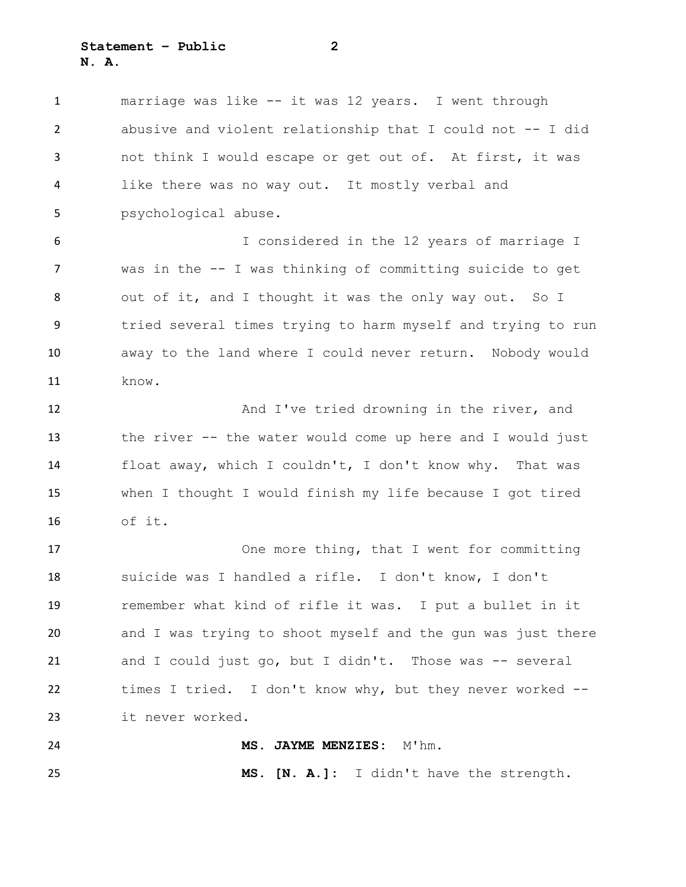marriage was like -- it was 12 years. I went through abusive and violent relationship that I could not -- I did not think I would escape or get out of. At first, it was like there was no way out. It mostly verbal and psychological abuse.

I considered in the 12 years of marriage I was in the -- I was thinking of committing suicide to get out of it, and I thought it was the only way out. So I tried several times trying to harm myself and trying to run away to the land where I could never return. Nobody would know.

And I've tried drowning in the river, and the river -- the water would come up here and I would just float away, which I couldn't, I don't know why. That was when I thought I would finish my life because I got tired of it.

One more thing, that I went for committing suicide was I handled a rifle. I don't know, I don't remember what kind of rifle it was. I put a bullet in it and I was trying to shoot myself and the gun was just there and I could just go, but I didn't. Those was -- several times I tried. I don't know why, but they never worked -- it never worked.

**MS. JAYME MENZIES:** M'hm.

**MS. [N. A.]:** I didn't have the strength.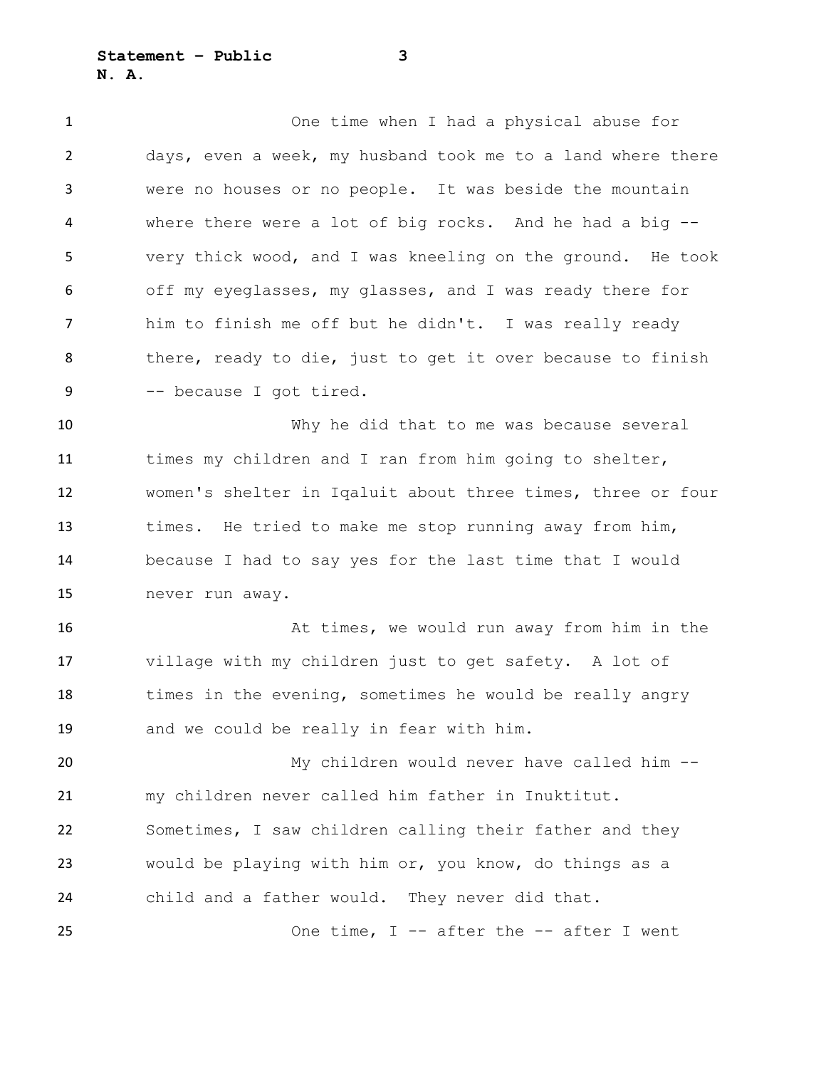One time when I had a physical abuse for days, even a week, my husband took me to a land where there were no houses or no people. It was beside the mountain where there were a lot of big rocks. And he had a big -- very thick wood, and I was kneeling on the ground. He took off my eyeglasses, my glasses, and I was ready there for him to finish me off but he didn't. I was really ready there, ready to die, just to get it over because to finish -- because I got tired.

Why he did that to me was because several times my children and I ran from him going to shelter, women's shelter in Iqaluit about three times, three or four times. He tried to make me stop running away from him, because I had to say yes for the last time that I would never run away.

At times, we would run away from him in the village with my children just to get safety. A lot of times in the evening, sometimes he would be really angry and we could be really in fear with him.

My children would never have called him -- my children never called him father in Inuktitut. Sometimes, I saw children calling their father and they would be playing with him or, you know, do things as a child and a father would. They never did that.

One time, I -- after the -- after I went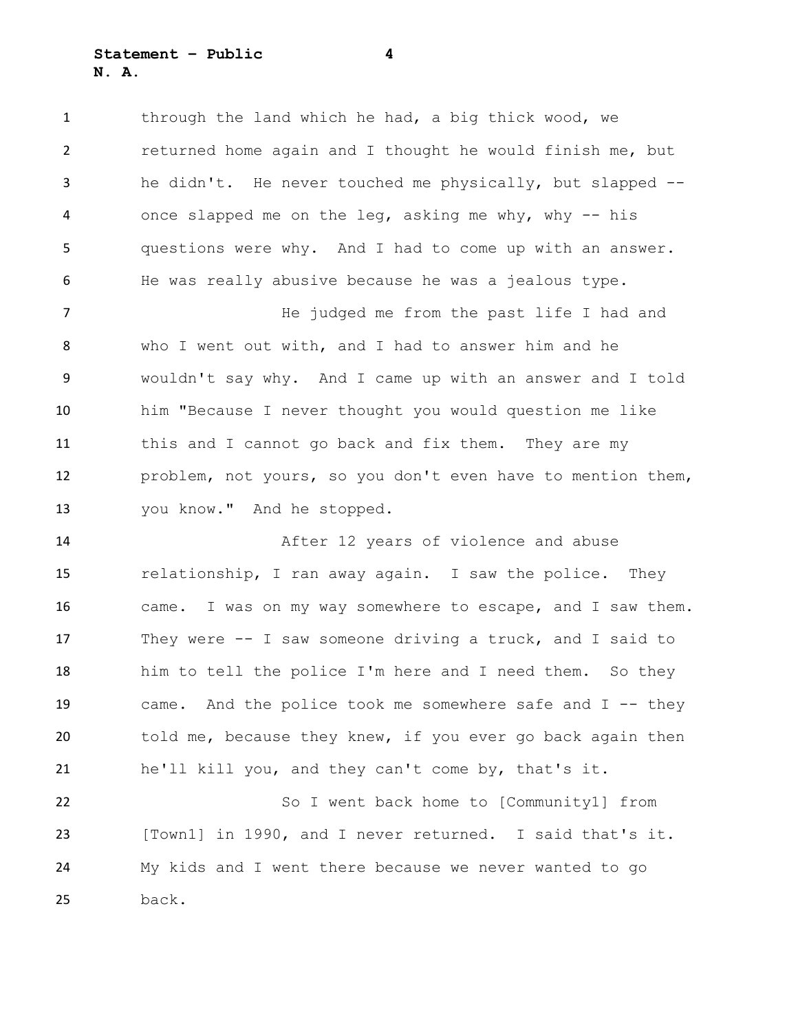through the land which he had, a big thick wood, we returned home again and I thought he would finish me, but he didn't. He never touched me physically, but slapped -- once slapped me on the leg, asking me why, why -- his questions were why. And I had to come up with an answer. He was really abusive because he was a jealous type.

He judged me from the past life I had and who I went out with, and I had to answer him and he wouldn't say why. And I came up with an answer and I told him "Because I never thought you would question me like this and I cannot go back and fix them. They are my problem, not yours, so you don't even have to mention them, you know." And he stopped.

After 12 years of violence and abuse relationship, I ran away again. I saw the police. They came. I was on my way somewhere to escape, and I saw them. They were -- I saw someone driving a truck, and I said to him to tell the police I'm here and I need them. So they came. And the police took me somewhere safe and I -- they told me, because they knew, if you ever go back again then he'll kill you, and they can't come by, that's it.

So I went back home to [Community1] from [Town1] in 1990, and I never returned. I said that's it. My kids and I went there because we never wanted to go back.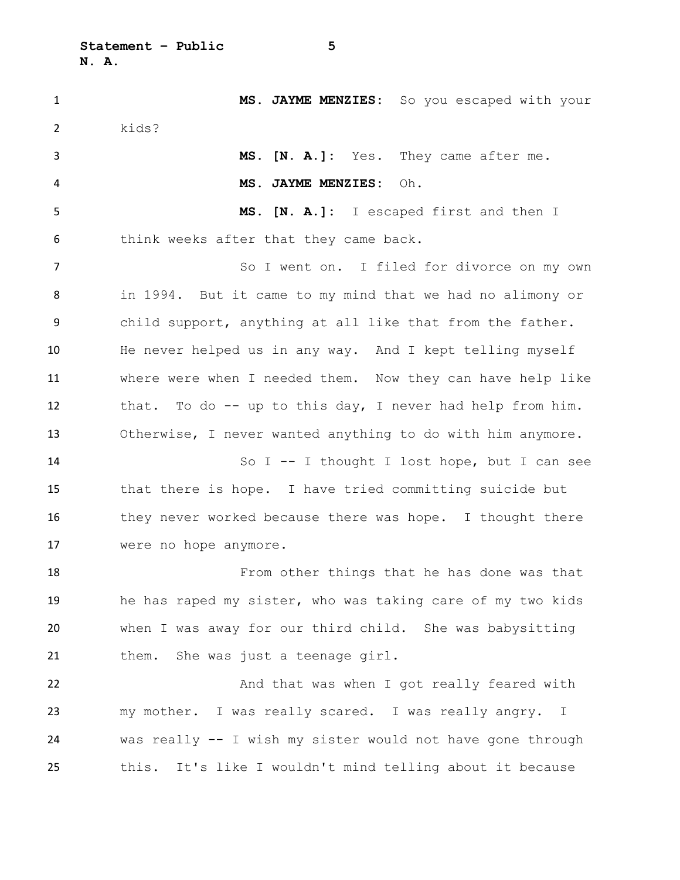**MS. JAYME MENZIES:** So you escaped with your kids?

**MS. [N. A.]:** Yes. They came after me.

**MS. JAYME MENZIES:** Oh.

**MS. [N. A.]:** I escaped first and then I think weeks after that they came back.

So I went on. I filed for divorce on my own in 1994. But it came to my mind that we had no alimony or child support, anything at all like that from the father. He never helped us in any way. And I kept telling myself where were when I needed them. Now they can have help like that. To do -- up to this day, I never had help from him. Otherwise, I never wanted anything to do with him anymore.

So I -- I thought I lost hope, but I can see that there is hope. I have tried committing suicide but they never worked because there was hope. I thought there were no hope anymore.

From other things that he has done was that he has raped my sister, who was taking care of my two kids when I was away for our third child. She was babysitting them. She was just a teenage girl.

And that was when I got really feared with my mother. I was really scared. I was really angry. I was really -- I wish my sister would not have gone through this. It's like I wouldn't mind telling about it because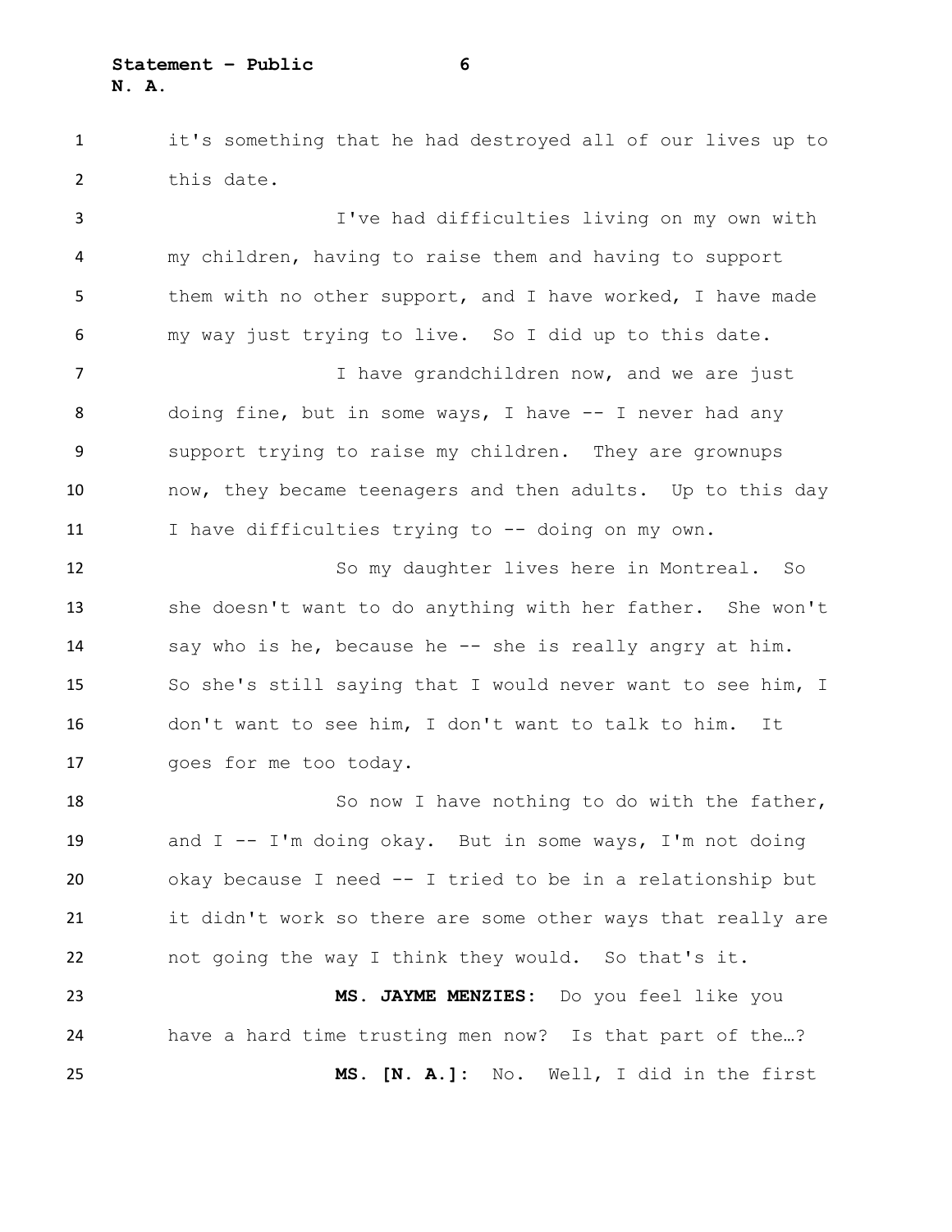it's something that he had destroyed all of our lives up to this date.

I've had difficulties living on my own with my children, having to raise them and having to support them with no other support, and I have worked, I have made my way just trying to live. So I did up to this date.

I have grandchildren now, and we are just doing fine, but in some ways, I have -- I never had any support trying to raise my children. They are grownups now, they became teenagers and then adults. Up to this day I have difficulties trying to -- doing on my own.

So my daughter lives here in Montreal. So she doesn't want to do anything with her father. She won't say who is he, because he -- she is really angry at him. So she's still saying that I would never want to see him, I don't want to see him, I don't want to talk to him. It goes for me too today.

So now I have nothing to do with the father, and I -- I'm doing okay. But in some ways, I'm not doing okay because I need -- I tried to be in a relationship but it didn't work so there are some other ways that really are not going the way I think they would. So that's it.

**MS. JAYME MENZIES:** Do you feel like you have a hard time trusting men now? Is that part of the…?

**MS. [N. A.]:** No. Well, I did in the first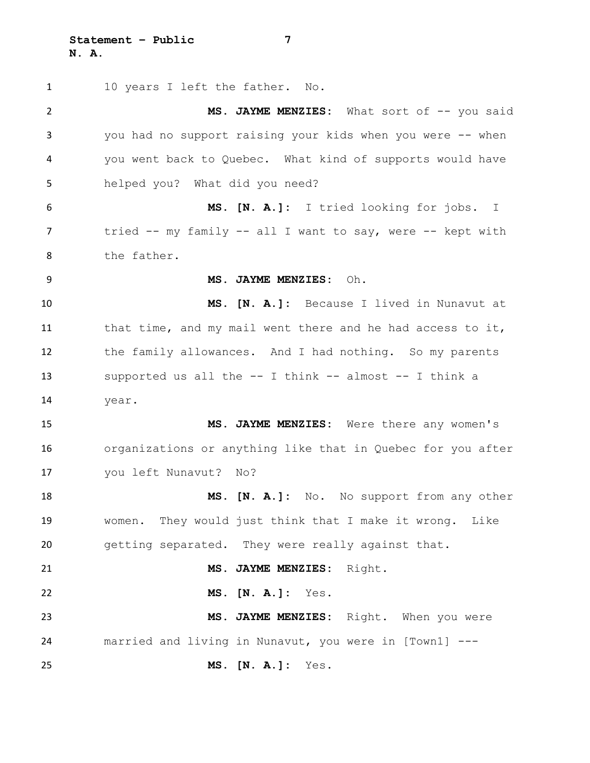10 years I left the father. No.

**MS. JAYME MENZIES:** What sort of -- you said you had no support raising your kids when you were -- when you went back to Quebec. What kind of supports would have helped you? What did you need?

**MS. [N. A.]:** I tried looking for jobs. I tried -- my family -- all I want to say, were -- kept with the father.

**MS. JAYME MENZIES:** Oh.

**MS. [N. A.]:** Because I lived in Nunavut at that time, and my mail went there and he had access to it, the family allowances. And I had nothing. So my parents supported us all the -- I think -- almost -- I think a year.

**MS. JAYME MENZIES:** Were there any women's organizations or anything like that in Quebec for you after you left Nunavut? No?

**MS. [N. A.]:** No. No support from any other women. They would just think that I make it wrong. Like getting separated. They were really against that.

**MS. JAYME MENZIES:** Right.

**MS. [N. A.]:** Yes.

**MS. JAYME MENZIES:** Right. When you were married and living in Nunavut, you were in [Town1] ---

**MS. [N. A.]:** Yes.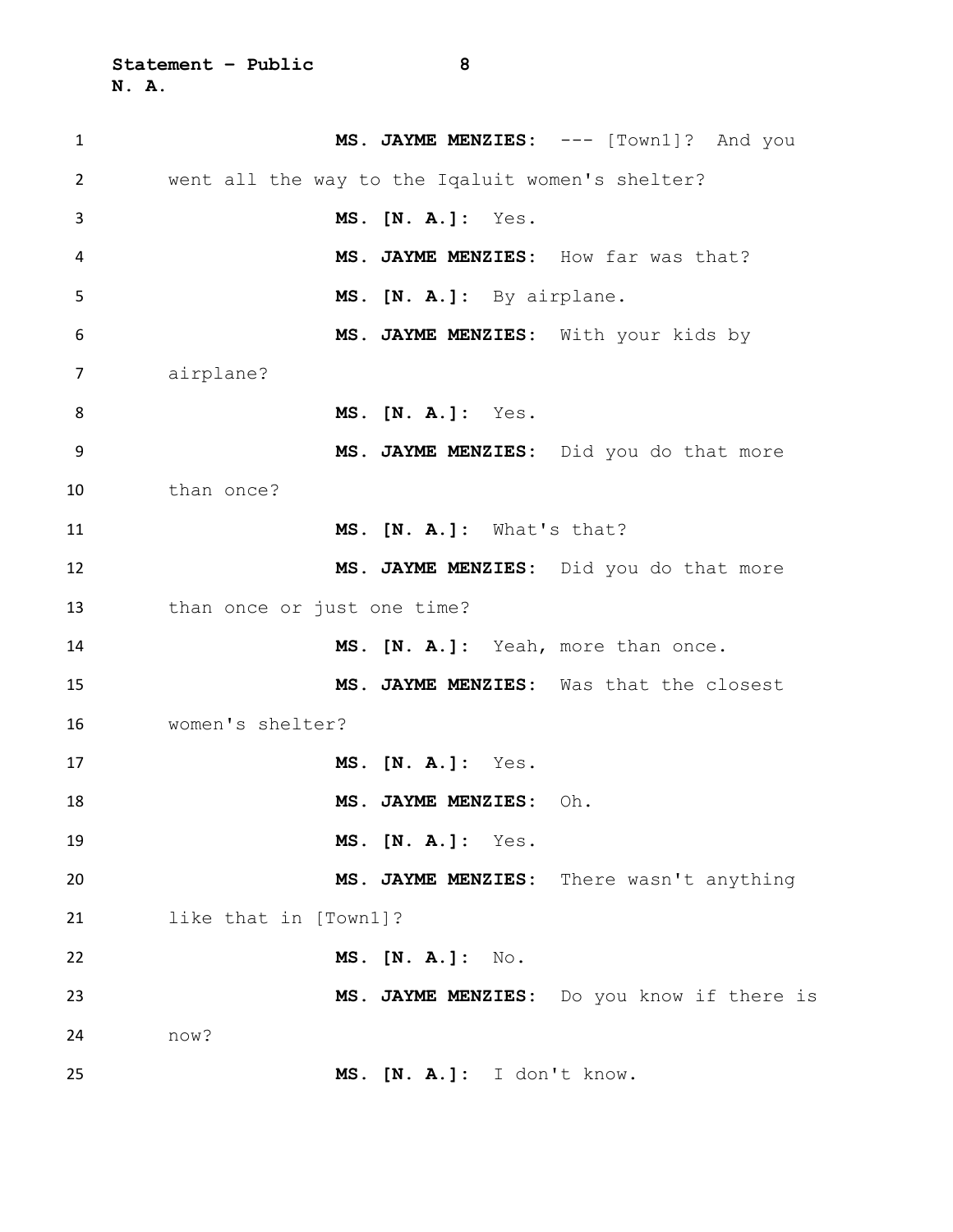**MS. JAYME MENZIES:** --- [Town1]? And you went all the way to the Iqaluit women's shelter?

**MS. [N. A.]:** Yes.

**MS. JAYME MENZIES:** How far was that?

**MS. [N. A.]:** By airplane.

**MS. JAYME MENZIES:** With your kids by airplane?

**MS. [N. A.]:** Yes.

**MS. JAYME MENZIES:** Did you do that more than once?

**MS. [N. A.]:** What's that?

**MS. JAYME MENZIES:** Did you do that more than once or just one time?

**MS. [N. A.]:** Yeah, more than once.

**MS. JAYME MENZIES:** Was that the closest women's shelter?

**MS. [N. A.]:** Yes.

**MS. JAYME MENZIES:** Oh.

**MS. [N. A.]:** Yes.

**MS. JAYME MENZIES:** There wasn't anything like that in [Town1]?

**MS. [N. A.]:** No.

**MS. JAYME MENZIES:** Do you know if there is now?

**MS. [N. A.]:** I don't know.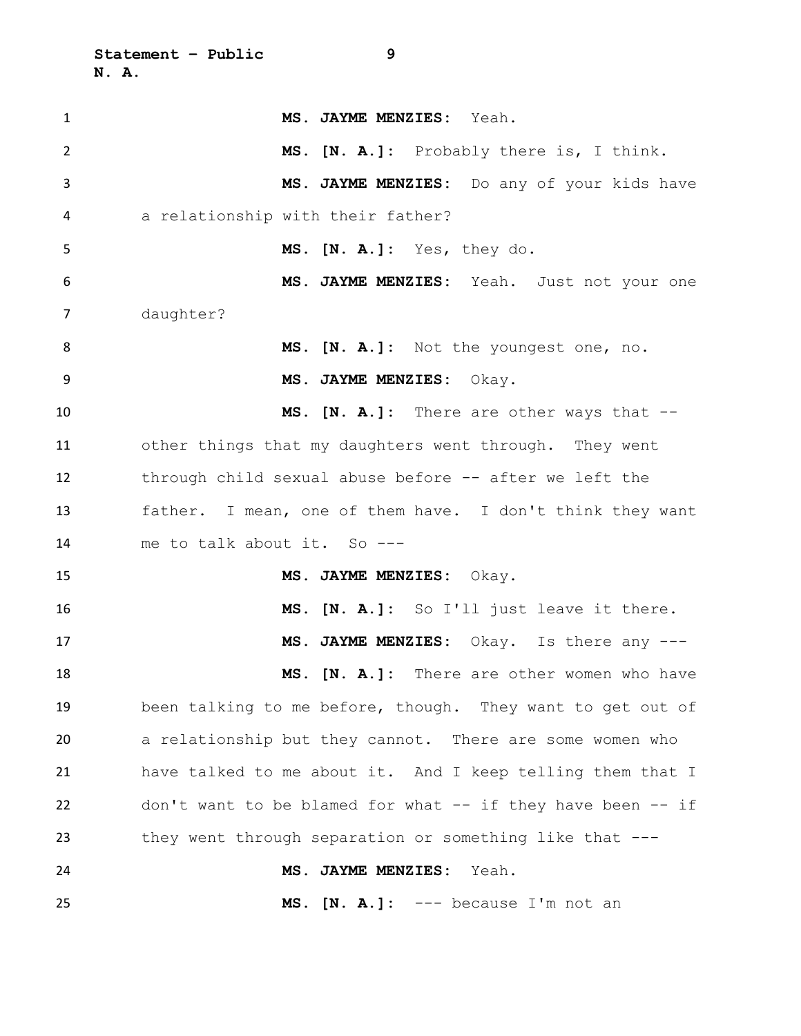**MS. JAYME MENZIES:** Yeah.

**MS. [N. A.]:** Probably there is, I think.

**MS. JAYME MENZIES:** Do any of your kids have a relationship with their father?

**MS. [N. A.]:** Yes, they do.

**MS. JAYME MENZIES:** Yeah. Just not your one daughter?

**MS. [N. A.]:** Not the youngest one, no.

**MS. JAYME MENZIES:** Okay.

**MS. [N. A.]:** There are other ways that -- other things that my daughters went through. They went through child sexual abuse before -- after we left the father. I mean, one of them have. I don't think they want me to talk about it. So ---

**MS. JAYME MENZIES:** Okay.

**MS. [N. A.]:** So I'll just leave it there.

**MS. JAYME MENZIES:** Okay. Is there any ---

**MS. [N. A.]:** There are other women who have been talking to me before, though. They want to get out of a relationship but they cannot. There are some women who have talked to me about it. And I keep telling them that I don't want to be blamed for what -- if they have been -- if they went through separation or something like that ---

**MS. JAYME MENZIES:** Yeah.

**MS. [N. A.]:** --- because I'm not an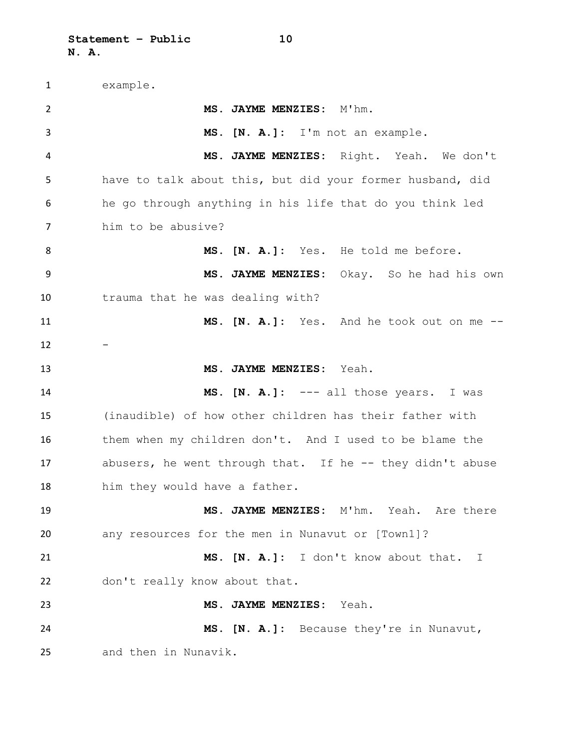example.

**MS. JAYME MENZIES:** M'hm.

**MS. [N. A.]:** I'm not an example.

**MS. JAYME MENZIES:** Right. Yeah. We don't have to talk about this, but did your former husband, did he go through anything in his life that do you think led him to be abusive?

**MS. [N. A.]:** Yes. He told me before.

**MS. JAYME MENZIES:** Okay. So he had his own trauma that he was dealing with?

**MS. [N. A.]:** Yes. And he took out on me ---

**MS. JAYME MENZIES:** Yeah.

**MS. [N. A.]:** --- all those years. I was (inaudible) of how other children has their father with them when my children don't. And I used to be blame the abusers, he went through that. If he -- they didn't abuse him they would have a father.

**MS. JAYME MENZIES:** M'hm. Yeah. Are there any resources for the men in Nunavut or [Town1]?

**MS. [N. A.]:** I don't know about that. I don't really know about that.

**MS. JAYME MENZIES:** Yeah.

**MS. [N. A.]:** Because they're in Nunavut, and then in Nunavik.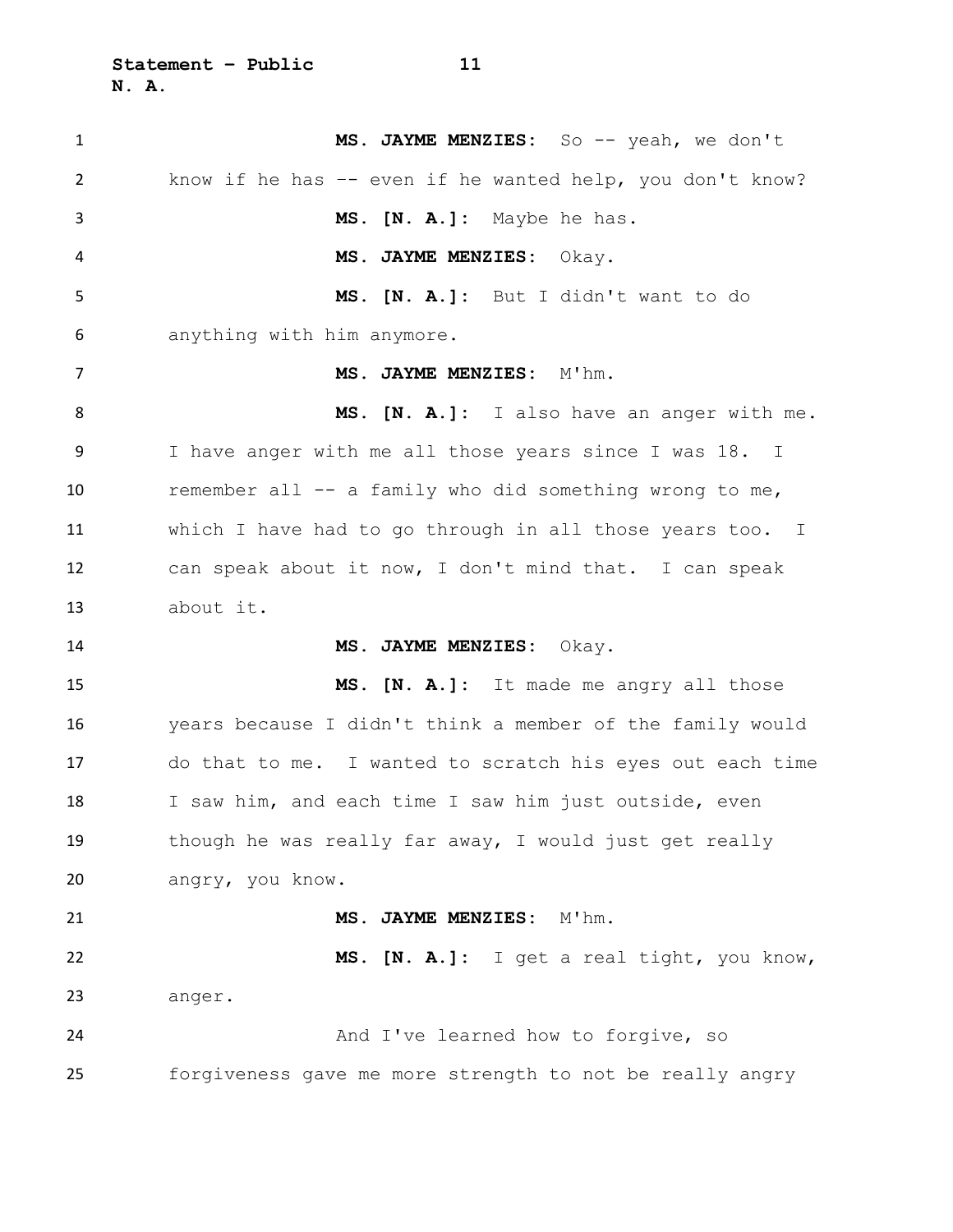**MS. JAYME MENZIES:** So -- yeah, we don't know if he has –- even if he wanted help, you don't know?

**MS. [N. A.]:** Maybe he has.

**MS. JAYME MENZIES:** Okay.

**MS. [N. A.]:** But I didn't want to do anything with him anymore.

**MS. JAYME MENZIES:** M'hm.

**MS. [N. A.]:** I also have an anger with me. I have anger with me all those years since I was 18. I remember all -- a family who did something wrong to me, which I have had to go through in all those years too. I can speak about it now, I don't mind that. I can speak about it.

**MS. JAYME MENZIES:** Okay.

**MS. [N. A.]:** It made me angry all those years because I didn't think a member of the family would do that to me. I wanted to scratch his eyes out each time I saw him, and each time I saw him just outside, even though he was really far away, I would just get really angry, you know.

**MS. JAYME MENZIES:** M'hm.

**MS. [N. A.]:** I get a real tight, you know, anger.

And I've learned how to forgive, so forgiveness gave me more strength to not be really angry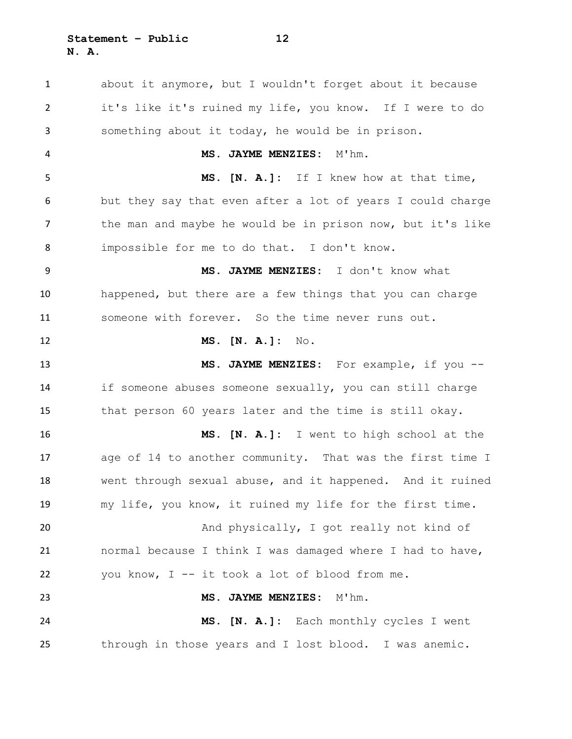about it anymore, but I wouldn't forget about it because it's like it's ruined my life, you know. If I were to do something about it today, he would be in prison.

**MS. JAYME MENZIES:** M'hm.

**MS. [N. A.]:** If I knew how at that time, but they say that even after a lot of years I could charge the man and maybe he would be in prison now, but it's like impossible for me to do that. I don't know.

**MS. JAYME MENZIES:** I don't know what happened, but there are a few things that you can charge someone with forever. So the time never runs out.

**MS. [N. A.]:** No.

**MS. JAYME MENZIES:** For example, if you -- if someone abuses someone sexually, you can still charge that person 60 years later and the time is still okay.

**MS. [N. A.]:** I went to high school at the age of 14 to another community. That was the first time I went through sexual abuse, and it happened. And it ruined my life, you know, it ruined my life for the first time.

And physically, I got really not kind of normal because I think I was damaged where I had to have, you know, I -- it took a lot of blood from me.

**MS. JAYME MENZIES:** M'hm.

**MS. [N. A.]:** Each monthly cycles I went through in those years and I lost blood. I was anemic.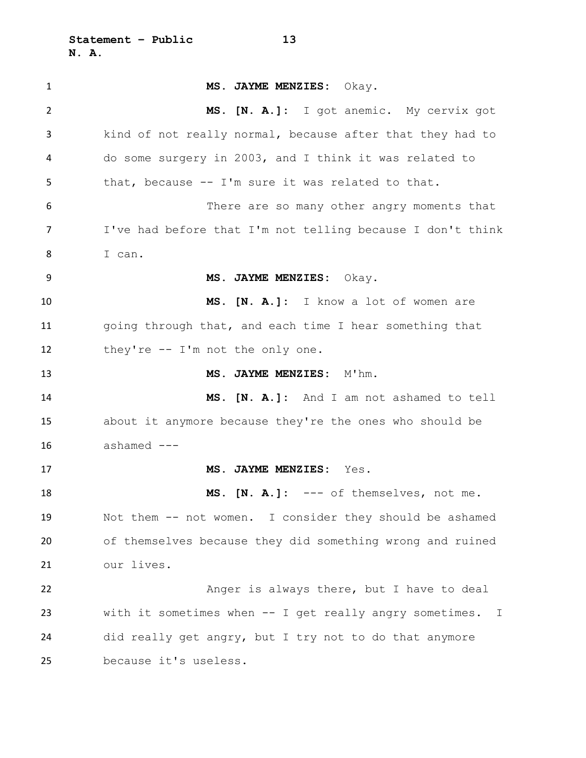**MS. JAYME MENZIES:** Okay.

**MS. [N. A.]:** I got anemic. My cervix got kind of not really normal, because after that they had to do some surgery in 2003, and I think it was related to that, because -- I'm sure it was related to that.

There are so many other angry moments that I've had before that I'm not telling because I don't think I can.

**MS. JAYME MENZIES:** Okay.

**MS. [N. A.]:** I know a lot of women are going through that, and each time I hear something that they're -- I'm not the only one.

**MS. JAYME MENZIES:** M'hm.

**MS. [N. A.]:** And I am not ashamed to tell about it anymore because they're the ones who should be ashamed ---

**MS. JAYME MENZIES:** Yes.

**MS. [N. A.]:** --- of themselves, not me. Not them -- not women. I consider they should be ashamed of themselves because they did something wrong and ruined our lives.

Anger is always there, but I have to deal with it sometimes when -- I get really angry sometimes. I did really get angry, but I try not to do that anymore because it's useless.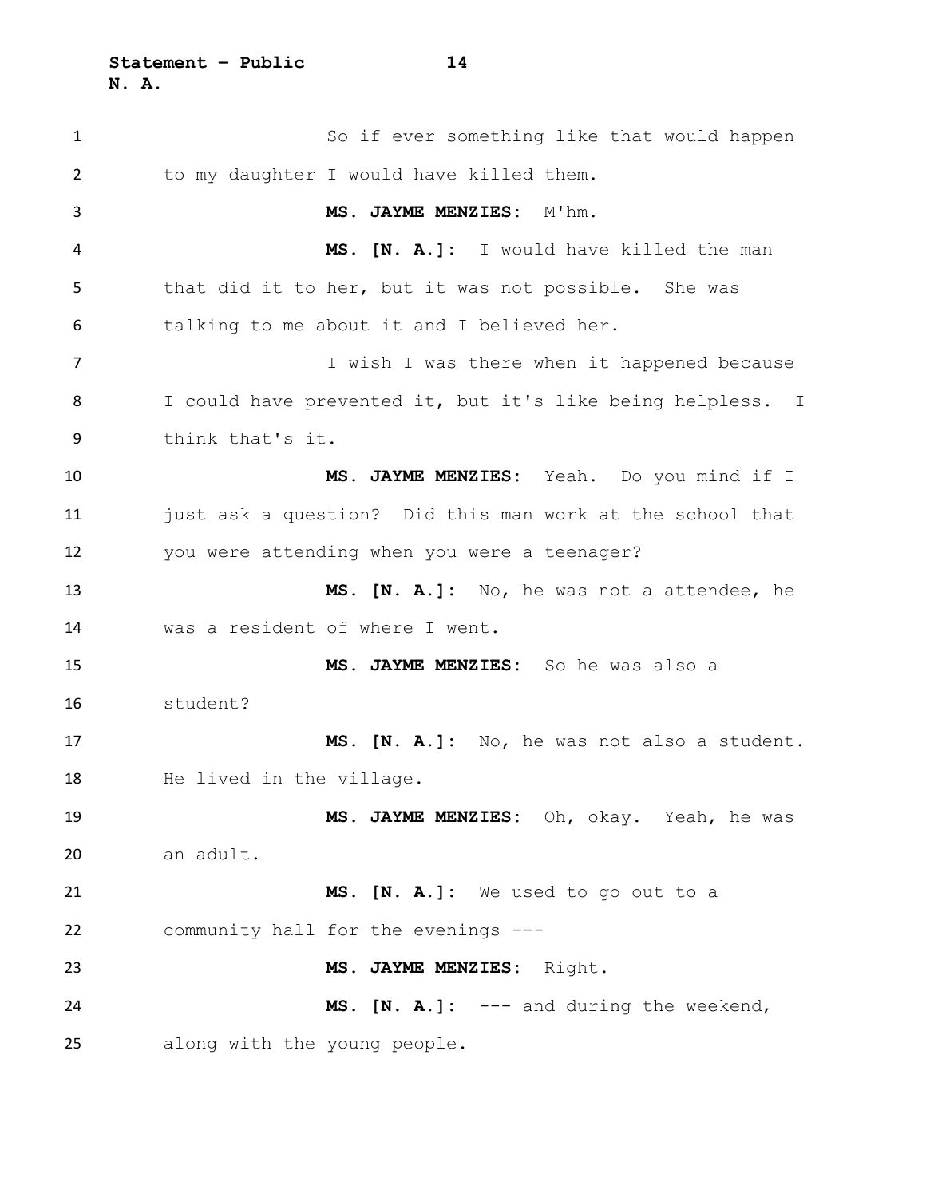So if ever something like that would happen to my daughter I would have killed them.

**MS. JAYME MENZIES:** M'hm.

**MS. [N. A.]:** I would have killed the man that did it to her, but it was not possible. She was talking to me about it and I believed her.

I wish I was there when it happened because I could have prevented it, but it's like being helpless. I think that's it.

**MS. JAYME MENZIES:** Yeah. Do you mind if I just ask a question? Did this man work at the school that you were attending when you were a teenager?

**MS. [N. A.]:** No, he was not a attendee, he was a resident of where I went.

**MS. JAYME MENZIES:** So he was also a student?

**MS. [N. A.]:** No, he was not also a student. He lived in the village.

**MS. JAYME MENZIES:** Oh, okay. Yeah, he was an adult.

**MS. [N. A.]:** We used to go out to a community hall for the evenings ---

**MS. JAYME MENZIES:** Right.

**MS. [N. A.]:** --- and during the weekend, along with the young people.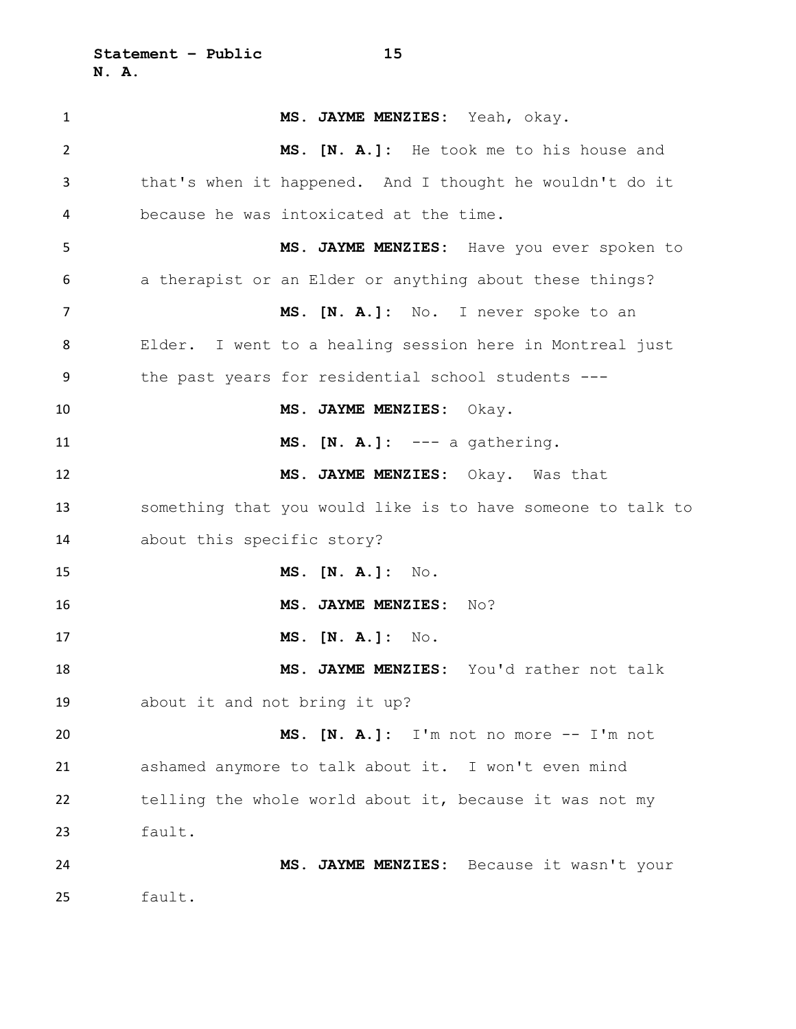**MS. JAYME MENZIES:** Yeah, okay.

**MS. [N. A.]:** He took me to his house and that's when it happened. And I thought he wouldn't do it because he was intoxicated at the time.

**MS. JAYME MENZIES:** Have you ever spoken to a therapist or an Elder or anything about these things?

**MS. [N. A.]:** No. I never spoke to an Elder. I went to a healing session here in Montreal just the past years for residential school students ---

**MS. JAYME MENZIES:** Okay.

**MS. [N. A.]:** --- a gathering.

**MS. JAYME MENZIES:** Okay. Was that something that you would like is to have someone to talk to about this specific story?

**MS. [N. A.]:** No.

**MS. JAYME MENZIES:** No?

**MS. [N. A.]:** No.

**MS. JAYME MENZIES:** You'd rather not talk about it and not bring it up?

**MS. [N. A.]:** I'm not no more -- I'm not ashamed anymore to talk about it. I won't even mind telling the whole world about it, because it was not my fault.

**MS. JAYME MENZIES:** Because it wasn't your fault.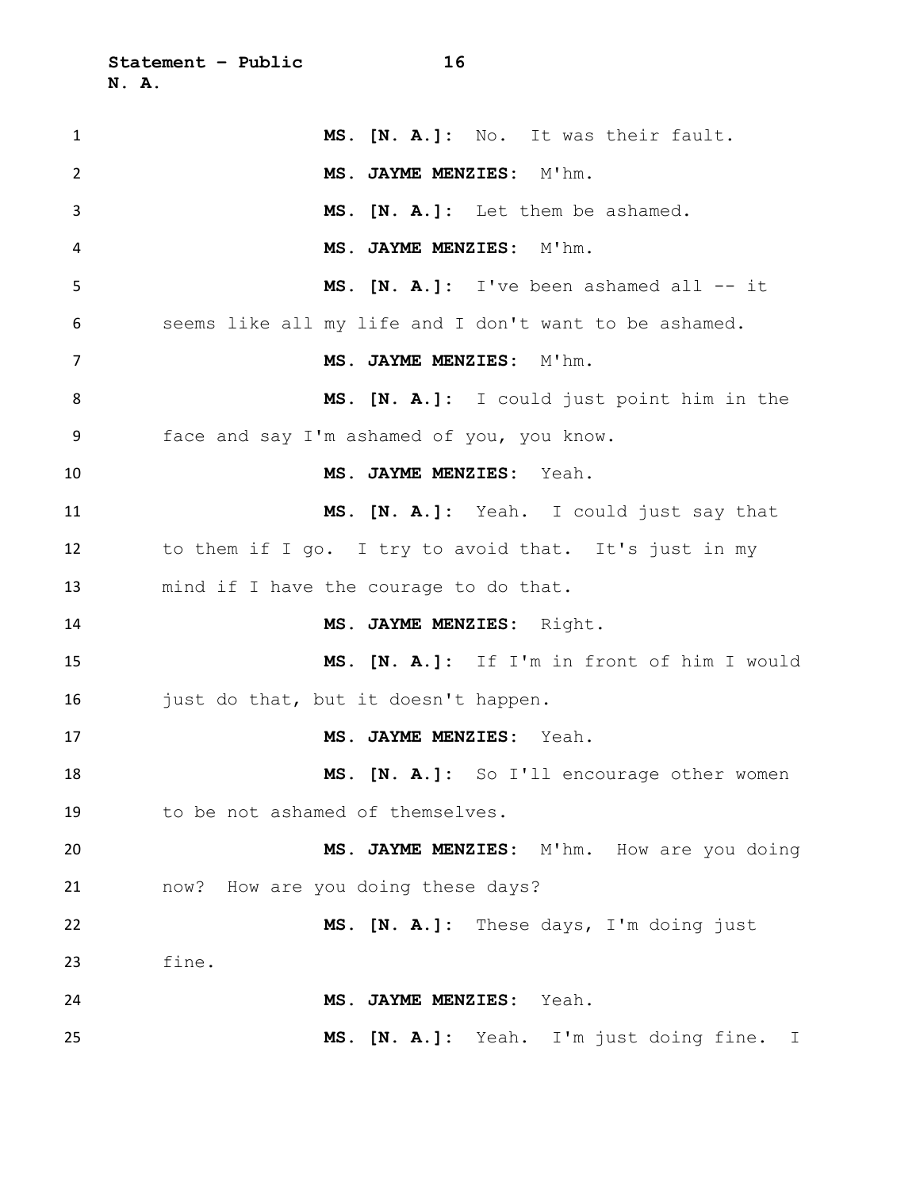**MS. [N. A.]:** No. It was their fault.

**MS. JAYME MENZIES:** M'hm.

**MS. [N. A.]:** Let them be ashamed.

**MS. JAYME MENZIES:** M'hm.

**MS. [N. A.]:** I've been ashamed all -- it seems like all my life and I don't want to be ashamed.

**MS. JAYME MENZIES:** M'hm.

**MS. [N. A.]:** I could just point him in the face and say I'm ashamed of you, you know.

**MS. JAYME MENZIES:** Yeah.

**MS. [N. A.]:** Yeah. I could just say that to them if I go. I try to avoid that. It's just in my mind if I have the courage to do that.

**MS. JAYME MENZIES:** Right.

**MS. [N. A.]:** If I'm in front of him I would just do that, but it doesn't happen.

**MS. JAYME MENZIES:** Yeah.

**MS. [N. A.]:** So I'll encourage other women to be not ashamed of themselves.

**MS. JAYME MENZIES:** M'hm. How are you doing now? How are you doing these days?

**MS. [N. A.]:** These days, I'm doing just fine.

**MS. JAYME MENZIES:** Yeah.

**MS. [N. A.]:** Yeah. I'm just doing fine. I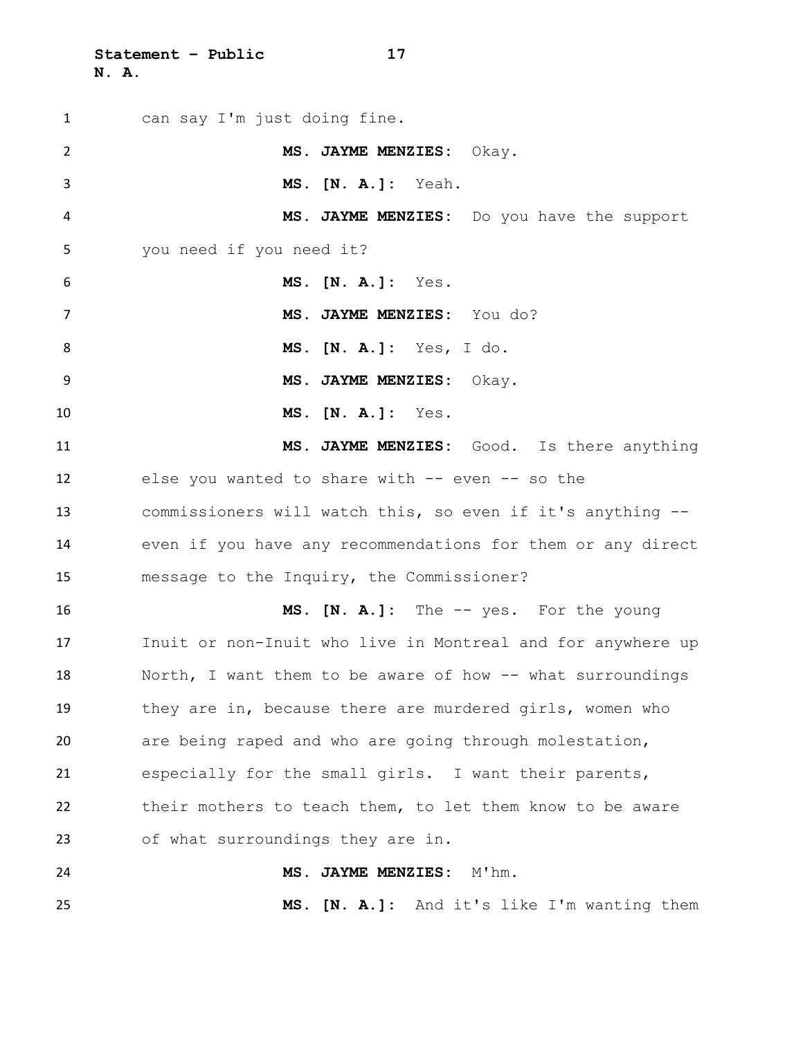can say I'm just doing fine.

**MS. JAYME MENZIES:** Okay.

**MS. [N. A.]:** Yeah.

**MS. JAYME MENZIES:** Do you have the support you need if you need it?

**MS. [N. A.]:** Yes.

**MS. JAYME MENZIES:** You do?

**MS. [N. A.]:** Yes, I do.

**MS. JAYME MENZIES:** Okay.

**MS. [N. A.]:** Yes.

**MS. JAYME MENZIES:** Good. Is there anything else you wanted to share with -- even -- so the commissioners will watch this, so even if it's anything -- even if you have any recommendations for them or any direct message to the Inquiry, the Commissioner?

**MS. [N. A.]:** The -- yes. For the young Inuit or non-Inuit who live in Montreal and for anywhere up North, I want them to be aware of how -- what surroundings they are in, because there are murdered girls, women who are being raped and who are going through molestation, especially for the small girls. I want their parents, their mothers to teach them, to let them know to be aware of what surroundings they are in.

**MS. JAYME MENZIES:** M'hm.

**MS. [N. A.]:** And it's like I'm wanting them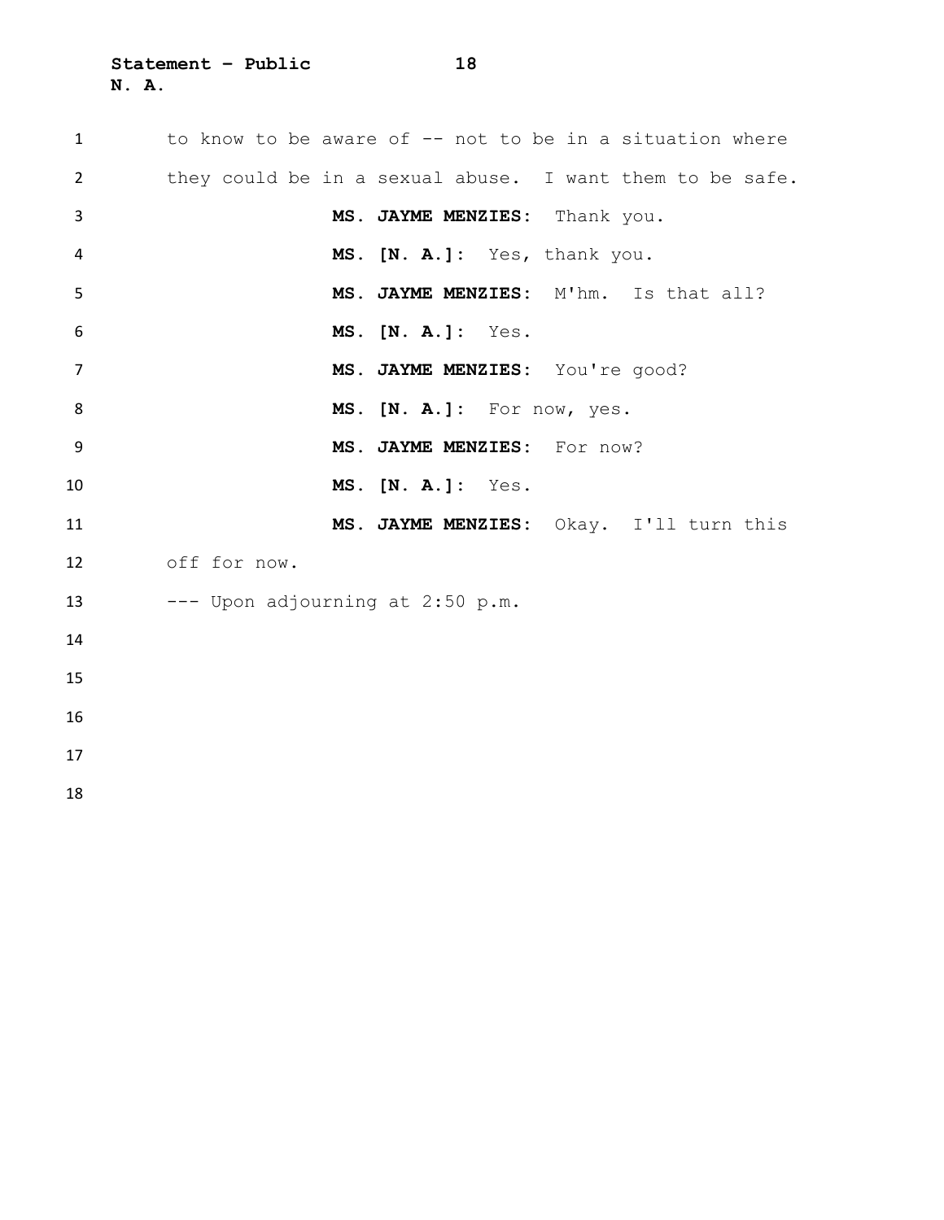to know to be aware of -- not to be in a situation where they could be in a sexual abuse. I want them to be safe.

**MS. JAYME MENZIES:** Thank you.

**MS. [N. A.]:** Yes, thank you.

**MS. JAYME MENZIES:** M'hm. Is that all?

**MS. [N. A.]:** Yes.

**MS. JAYME MENZIES:** You're good?

**MS. [N. A.]:** For now, yes.

**MS. JAYME MENZIES:** For now?

**MS. [N. A.]:** Yes.

**MS. JAYME MENZIES:** Okay. I'll turn this off for now.

--- Upon adjourning at 2:50 p.m.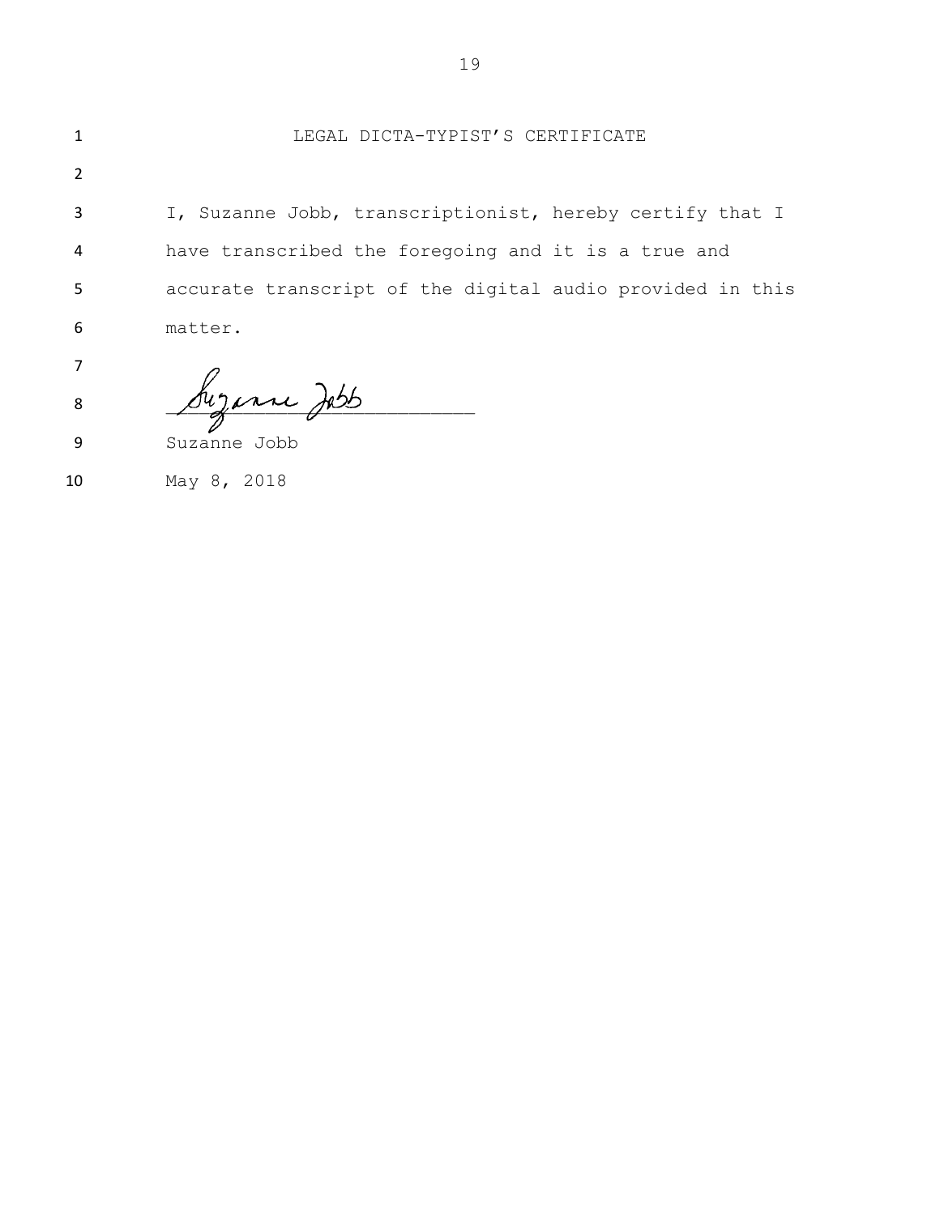LEGAL DICTA-TYPIST'S CERTIFICATE

I, Suzanne Jobb, transcriptionist, hereby certify that I have transcribed the foregoing and it is a true and accurate transcript of the digital audio provided in this matter.

Suzanne Jobb
___________________________

Suzanne Jobb

May 8, 2018